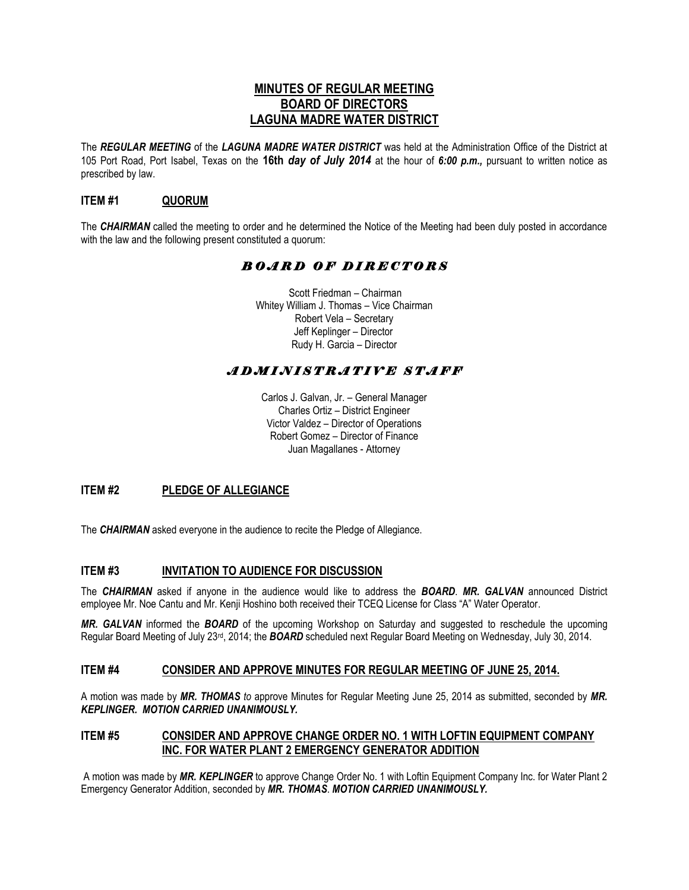# MINUTES OF REGULAR MEETING
# BOARD OF DIRECTORS
# LAGUNA MADRE WATER DISTRICT

The ***REGULAR MEETING*** of the ***LAGUNA MADRE WATER DISTRICT*** was held at the Administration Office of the District at 105 Port Road, Port Isabel, Texas on the **16th *day of July 2014*** at the hour of ***6:00 p.m.,*** pursuant to written notice as prescribed by law.

## ITEM #1 QUORUM

The ***CHAIRMAN*** called the meeting to order and he determined the Notice of the Meeting had been duly posted in accordance with the law and the following present constituted a quorum:

### *BOARD OF DIRECTORS*

Scott Friedman – Chairman
Whitey William J. Thomas – Vice Chairman
Robert Vela – Secretary
Jeff Keplinger – Director
Rudy H. Garcia – Director

### *ADMINISTRATIVE STAFF*

Carlos J. Galvan, Jr. – General Manager
Charles Ortiz – District Engineer
Victor Valdez – Director of Operations
Robert Gomez – Director of Finance
Juan Magallanes - Attorney

## ITEM #2 PLEDGE OF ALLEGIANCE

The ***CHAIRMAN*** asked everyone in the audience to recite the Pledge of Allegiance.

## ITEM #3 INVITATION TO AUDIENCE FOR DISCUSSION

The ***CHAIRMAN*** asked if anyone in the audience would like to address the ***BOARD***. ***MR. GALVAN*** announced District employee Mr. Noe Cantu and Mr. Kenji Hoshino both received their TCEQ License for Class "A" Water Operator.

***MR. GALVAN*** informed the ***BOARD*** of the upcoming Workshop on Saturday and suggested to reschedule the upcoming Regular Board Meeting of July 23rd, 2014; the ***BOARD*** scheduled next Regular Board Meeting on Wednesday, July 30, 2014.

## ITEM #4 CONSIDER AND APPROVE MINUTES FOR REGULAR MEETING OF JUNE 25, 2014.

A motion was made by ***MR. THOMAS*** *to* approve Minutes for Regular Meeting June 25, 2014 as submitted, seconded by ***MR. KEPLINGER. MOTION CARRIED UNANIMOUSLY.***

## ITEM #5 CONSIDER AND APPROVE CHANGE ORDER NO. 1 WITH LOFTIN EQUIPMENT COMPANY INC. FOR WATER PLANT 2 EMERGENCY GENERATOR ADDITION

A motion was made by ***MR. KEPLINGER*** to approve Change Order No. 1 with Loftin Equipment Company Inc. for Water Plant 2 Emergency Generator Addition, seconded by ***MR. THOMAS***. ***MOTION CARRIED UNANIMOUSLY.***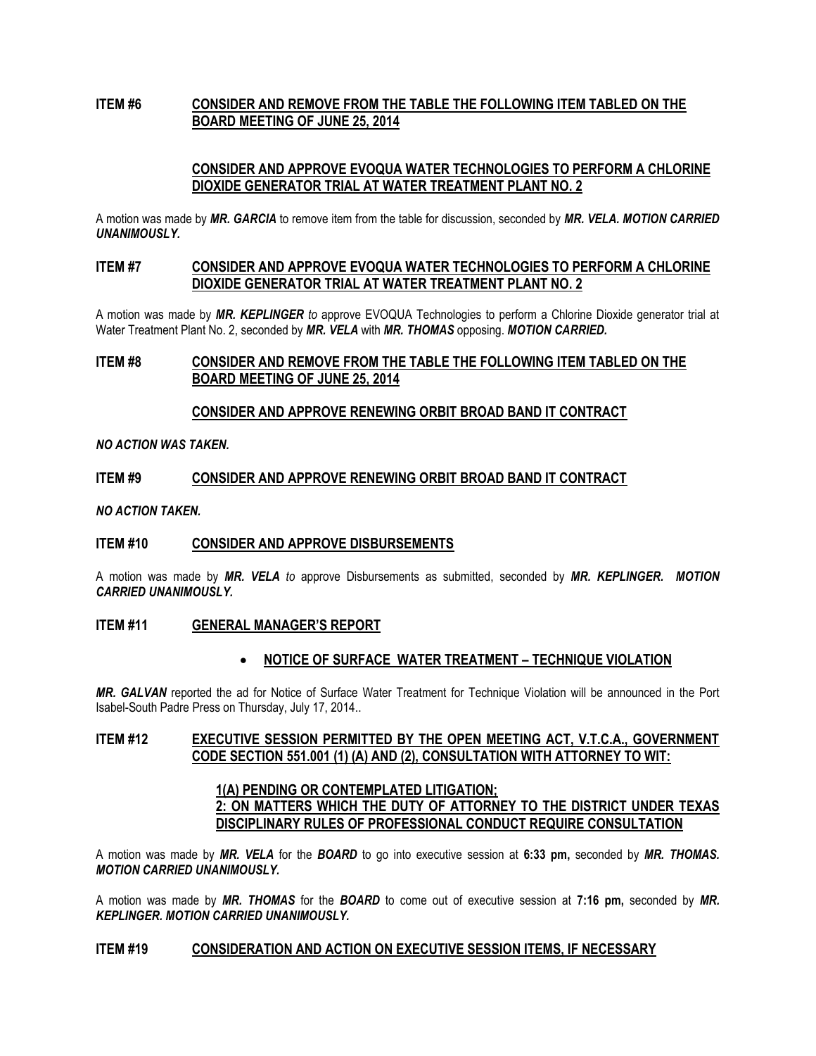**ITEM #6 CONSIDER AND REMOVE FROM THE TABLE THE FOLLOWING ITEM TABLED ON THE BOARD MEETING OF JUNE 25, 2014**

**CONSIDER AND APPROVE EVOQUA WATER TECHNOLOGIES TO PERFORM A CHLORINE DIOXIDE GENERATOR TRIAL AT WATER TREATMENT PLANT NO. 2**

A motion was made by ***MR. GARCIA*** to remove item from the table for discussion, seconded by ***MR. VELA. MOTION CARRIED UNANIMOUSLY.***

**ITEM #7 CONSIDER AND APPROVE EVOQUA WATER TECHNOLOGIES TO PERFORM A CHLORINE DIOXIDE GENERATOR TRIAL AT WATER TREATMENT PLANT NO. 2**

A motion was made by ***MR. KEPLINGER*** *to* approve EVOQUA Technologies to perform a Chlorine Dioxide generator trial at Water Treatment Plant No. 2, seconded by ***MR. VELA*** with ***MR. THOMAS*** opposing. ***MOTION CARRIED.***

**ITEM #8 CONSIDER AND REMOVE FROM THE TABLE THE FOLLOWING ITEM TABLED ON THE BOARD MEETING OF JUNE 25, 2014**

**CONSIDER AND APPROVE RENEWING ORBIT BROAD BAND IT CONTRACT**

***NO ACTION WAS TAKEN.***

**ITEM #9 CONSIDER AND APPROVE RENEWING ORBIT BROAD BAND IT CONTRACT**

***NO ACTION TAKEN.***

**ITEM #10 CONSIDER AND APPROVE DISBURSEMENTS**

A motion was made by ***MR. VELA*** *to* approve Disbursements as submitted, seconded by ***MR. KEPLINGER. MOTION CARRIED UNANIMOUSLY.***

**ITEM #11 GENERAL MANAGER'S REPORT**

- **NOTICE OF SURFACE WATER TREATMENT – TECHNIQUE VIOLATION**

***MR. GALVAN*** reported the ad for Notice of Surface Water Treatment for Technique Violation will be announced in the Port Isabel-South Padre Press on Thursday, July 17, 2014..

**ITEM #12 EXECUTIVE SESSION PERMITTED BY THE OPEN MEETING ACT, V.T.C.A., GOVERNMENT CODE SECTION 551.001 (1) (A) AND (2), CONSULTATION WITH ATTORNEY TO WIT:**

**1(A) PENDING OR CONTEMPLATED LITIGATION;**
**2: ON MATTERS WHICH THE DUTY OF ATTORNEY TO THE DISTRICT UNDER TEXAS DISCIPLINARY RULES OF PROFESSIONAL CONDUCT REQUIRE CONSULTATION**

A motion was made by ***MR. VELA*** for the ***BOARD*** to go into executive session at **6:33 pm,** seconded by ***MR. THOMAS. MOTION CARRIED UNANIMOUSLY.***

A motion was made by ***MR. THOMAS*** for the ***BOARD*** to come out of executive session at **7:16 pm,** seconded by ***MR. KEPLINGER. MOTION CARRIED UNANIMOUSLY.***

**ITEM #19 CONSIDERATION AND ACTION ON EXECUTIVE SESSION ITEMS, IF NECESSARY**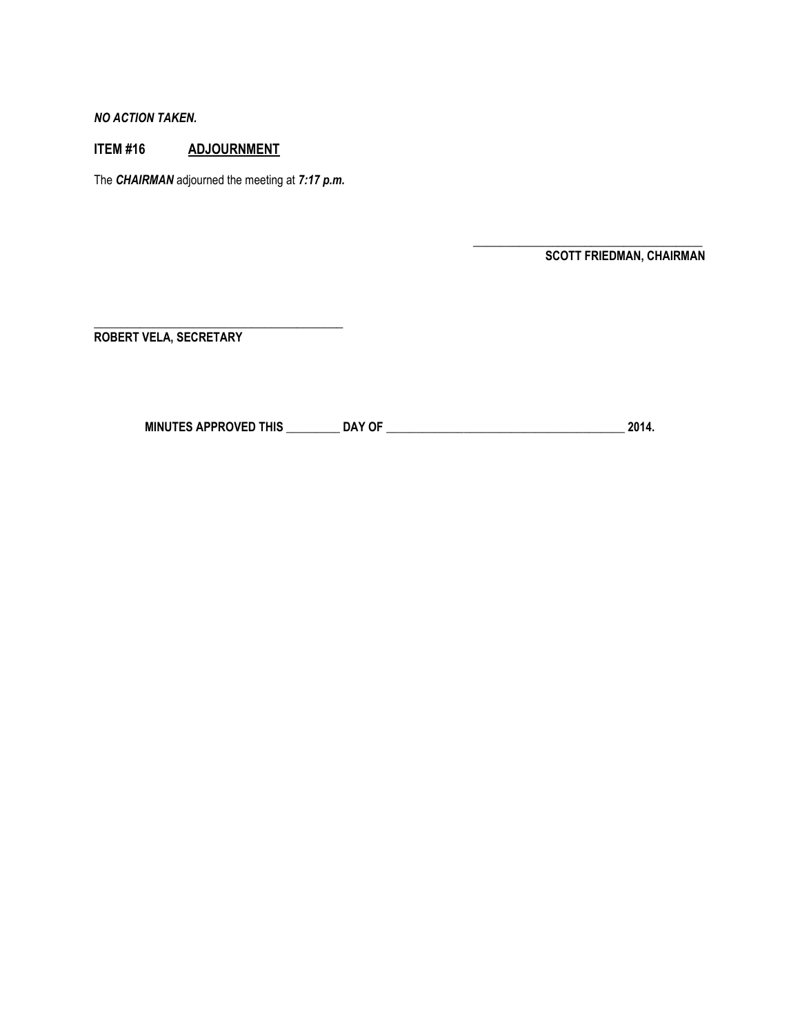***NO ACTION TAKEN.***

## ITEM #16 ADJOURNMENT

The ***CHAIRMAN*** adjourned the meeting at ***7:17 p.m.***

\_\_\_\_\_\_\_\_\_\_\_\_\_\_\_\_\_\_\_\_\_\_\_\_\_\_\_\_\_\_\_\_\_\_\_\_\_\_\_\_
**SCOTT FRIEDMAN, CHAIRMAN**

\_\_\_\_\_\_\_\_\_\_\_\_\_\_\_\_\_\_\_\_\_\_\_\_\_\_\_\_\_\_\_\_\_\_\_\_\_\_\_\_
**ROBERT VELA, SECRETARY**

**MINUTES APPROVED THIS \_\_\_\_\_\_\_\_\_ DAY OF \_\_\_\_\_\_\_\_\_\_\_\_\_\_\_\_\_\_\_\_\_\_\_\_\_\_\_\_\_\_\_\_\_\_\_\_\_\_\_\_ 2014.**